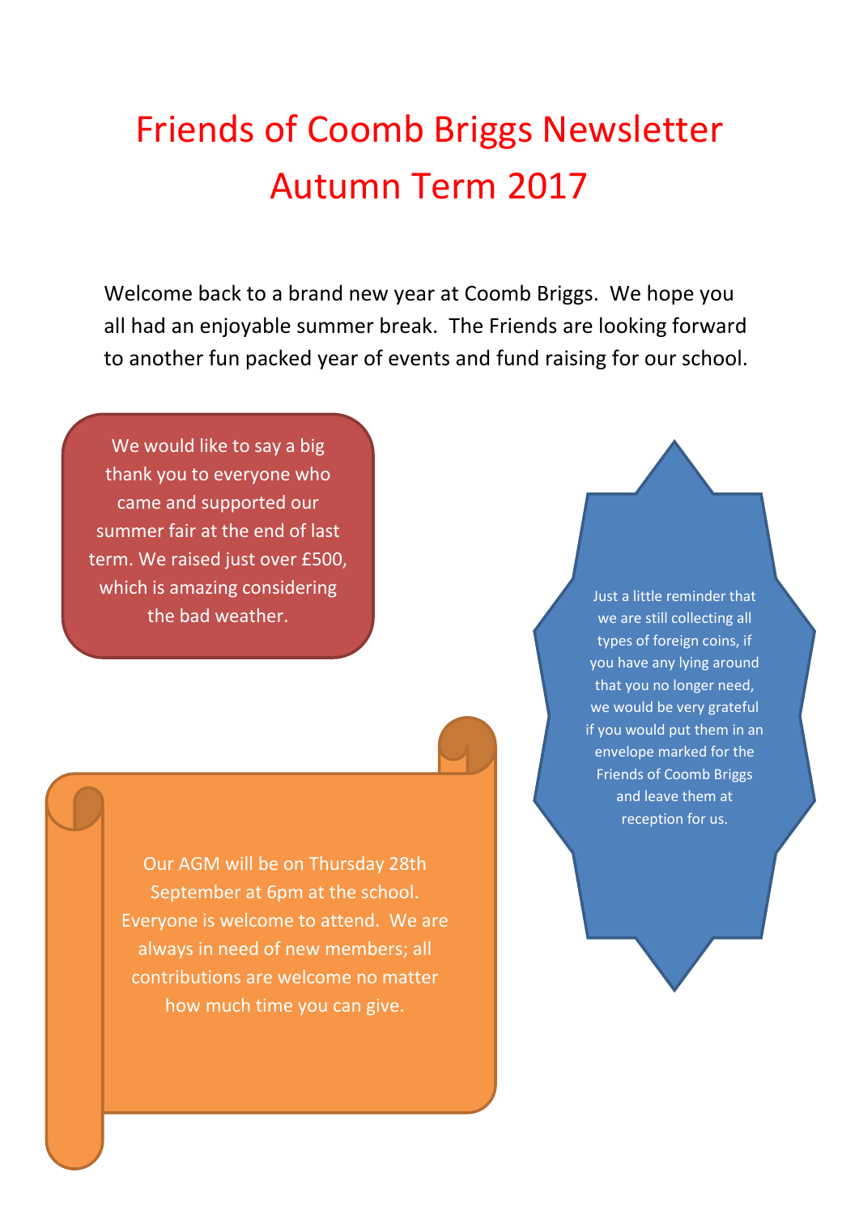# Friends of Coomb Briggs Newsletter Autumn Term 2017

Welcome back to a brand new year at Coomb Briggs. We hope you all had an enjoyable summer break. The Friends are looking forward to another fun packed year of events and fund raising for our school.

We would like to say a big thank you to everyone who came and supported our summer fair at the end of last term. We raised just over £500, which is amazing considering the bad weather.

Just a little reminder that we are still collecting all types of foreign coins, if you have any lying around that you no longer need, we would be very grateful if you would put them in an envelope marked for the Friends of Coomb Briggs and leave them at reception for us.

Our AGM will be on Thursday 28th September at 6pm at the school. Everyone is welcome to attend. We are always in need of new members; all contributions are welcome no matter how much time you can give.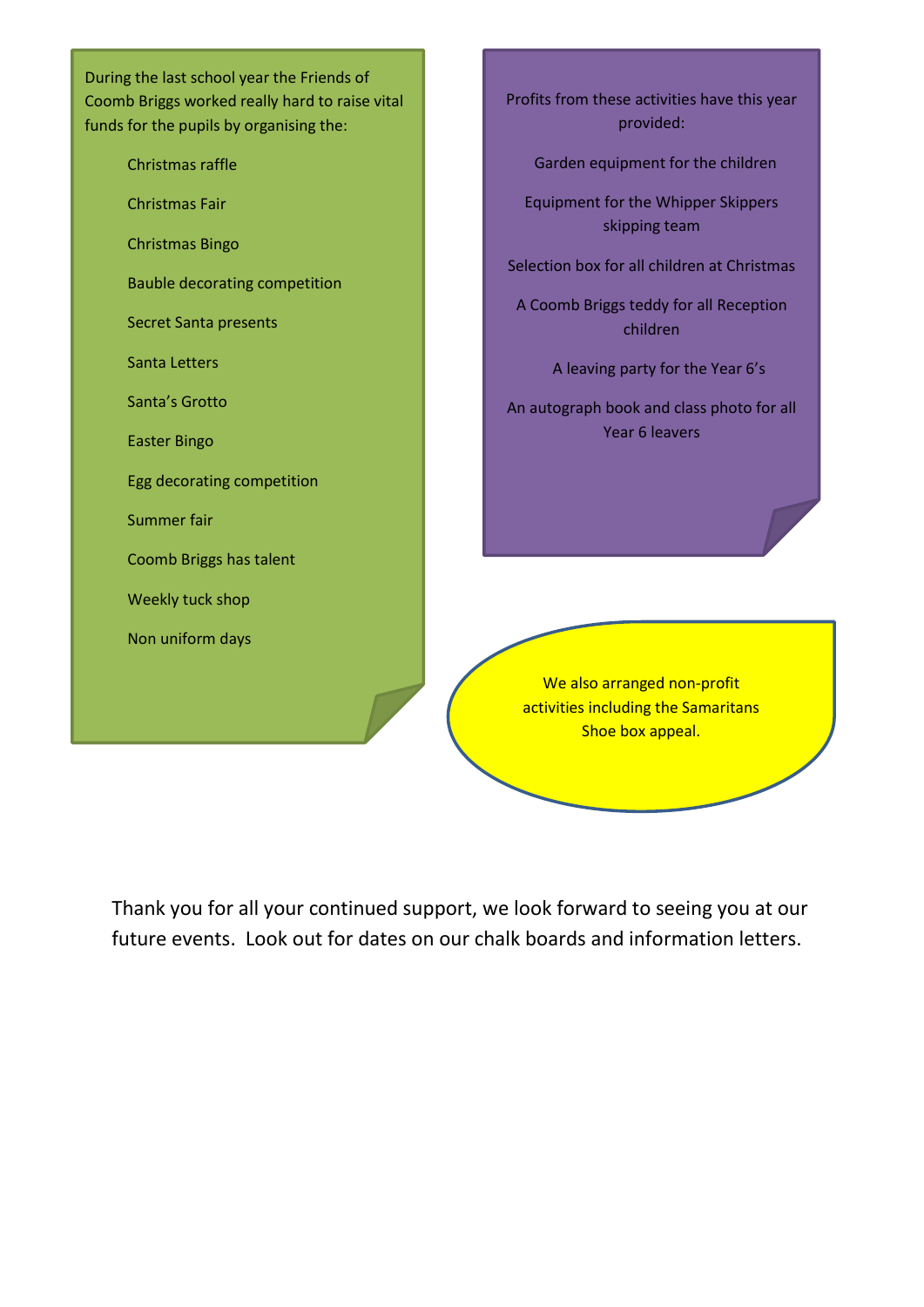During the last school year the Friends of Coomb Briggs worked really hard to raise vital funds for the pupils by organising the:

- Christmas raffle
- Christmas Fair
- Christmas Bingo
- Bauble decorating competition
- Secret Santa presents
- Santa Letters
- Santa's Grotto
- Easter Bingo
- Egg decorating competition
- Summer fair
- Coomb Briggs has talent
- Weekly tuck shop
- Non uniform days

Profits from these activities have this year provided:

- Garden equipment for the children
- Equipment for the Whipper Skippers skipping team
- Selection box for all children at Christmas
- A Coomb Briggs teddy for all Reception children
- A leaving party for the Year 6's
- An autograph book and class photo for all Year 6 leavers

We also arranged non-profit activities including the Samaritans Shoe box appeal.

Thank you for all your continued support, we look forward to seeing you at our future events. Look out for dates on our chalk boards and information letters.